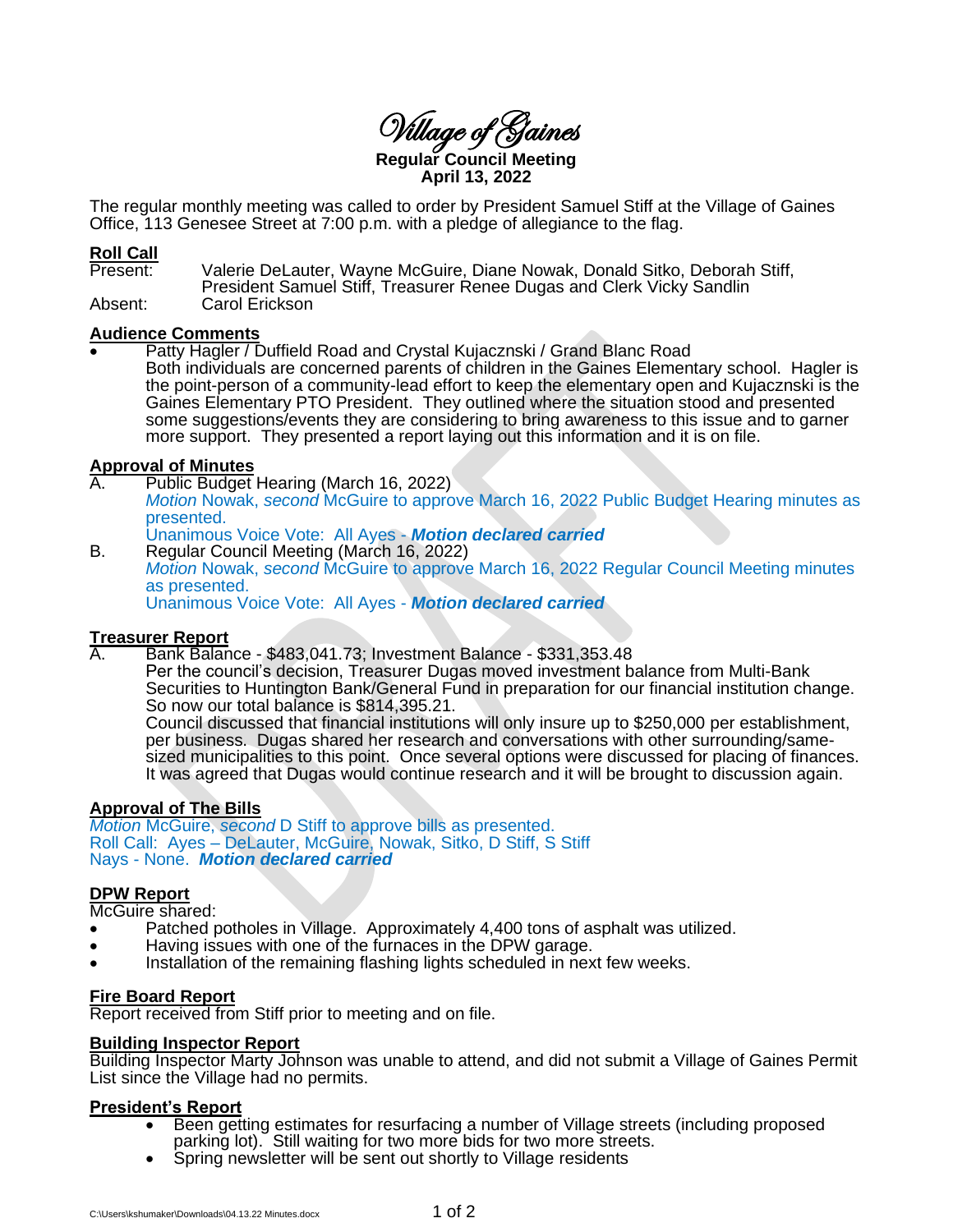# Village of Gaines

**Regular Council Meeting**
**April 13, 2022**

The regular monthly meeting was called to order by President Samuel Stiff at the Village of Gaines Office, 113 Genesee Street at 7:00 p.m. with a pledge of allegiance to the flag.

## Roll Call

Present: Valerie DeLauter, Wayne McGuire, Diane Nowak, Donald Sitko, Deborah Stiff, President Samuel Stiff, Treasurer Renee Dugas and Clerk Vicky Sandlin

Absent: Carol Erickson

## Audience Comments

- Patty Hagler / Duffield Road and Crystal Kujacznski / Grand Blanc Road
  Both individuals are concerned parents of children in the Gaines Elementary school. Hagler is the point-person of a community-lead effort to keep the elementary open and Kujacznski is the Gaines Elementary PTO President. They outlined where the situation stood and presented some suggestions/events they are considering to bring awareness to this issue and to garner more support. They presented a report laying out this information and it is on file.

## Approval of Minutes

A. Public Budget Hearing (March 16, 2022)
*Motion* Nowak, *second* McGuire to approve March 16, 2022 Public Budget Hearing minutes as presented.
Unanimous Voice Vote: All Ayes - ***Motion declared carried***

B. Regular Council Meeting (March 16, 2022)
*Motion* Nowak, *second* McGuire to approve March 16, 2022 Regular Council Meeting minutes as presented.
Unanimous Voice Vote: All Ayes - ***Motion declared carried***

## Treasurer Report

A. Bank Balance - $483,041.73; Investment Balance - $331,353.48
Per the council's decision, Treasurer Dugas moved investment balance from Multi-Bank Securities to Huntington Bank/General Fund in preparation for our financial institution change. So now our total balance is $814,395.21.
Council discussed that financial institutions will only insure up to $250,000 per establishment, per business. Dugas shared her research and conversations with other surrounding/same-sized municipalities to this point. Once several options were discussed for placing of finances. It was agreed that Dugas would continue research and it will be brought to discussion again.

## Approval of The Bills

*Motion* McGuire, *second* D Stiff to approve bills as presented.
Roll Call: Ayes – DeLauter, McGuire, Nowak, Sitko, D Stiff, S Stiff
Nays - None. ***Motion declared carried***

## DPW Report

McGuire shared:

- Patched potholes in Village. Approximately 4,400 tons of asphalt was utilized.
- Having issues with one of the furnaces in the DPW garage.
- Installation of the remaining flashing lights scheduled in next few weeks.

## Fire Board Report

Report received from Stiff prior to meeting and on file.

## Building Inspector Report

Building Inspector Marty Johnson was unable to attend, and did not submit a Village of Gaines Permit List since the Village had no permits.

## President's Report

- Been getting estimates for resurfacing a number of Village streets (including proposed parking lot). Still waiting for two more bids for two more streets.
- Spring newsletter will be sent out shortly to Village residents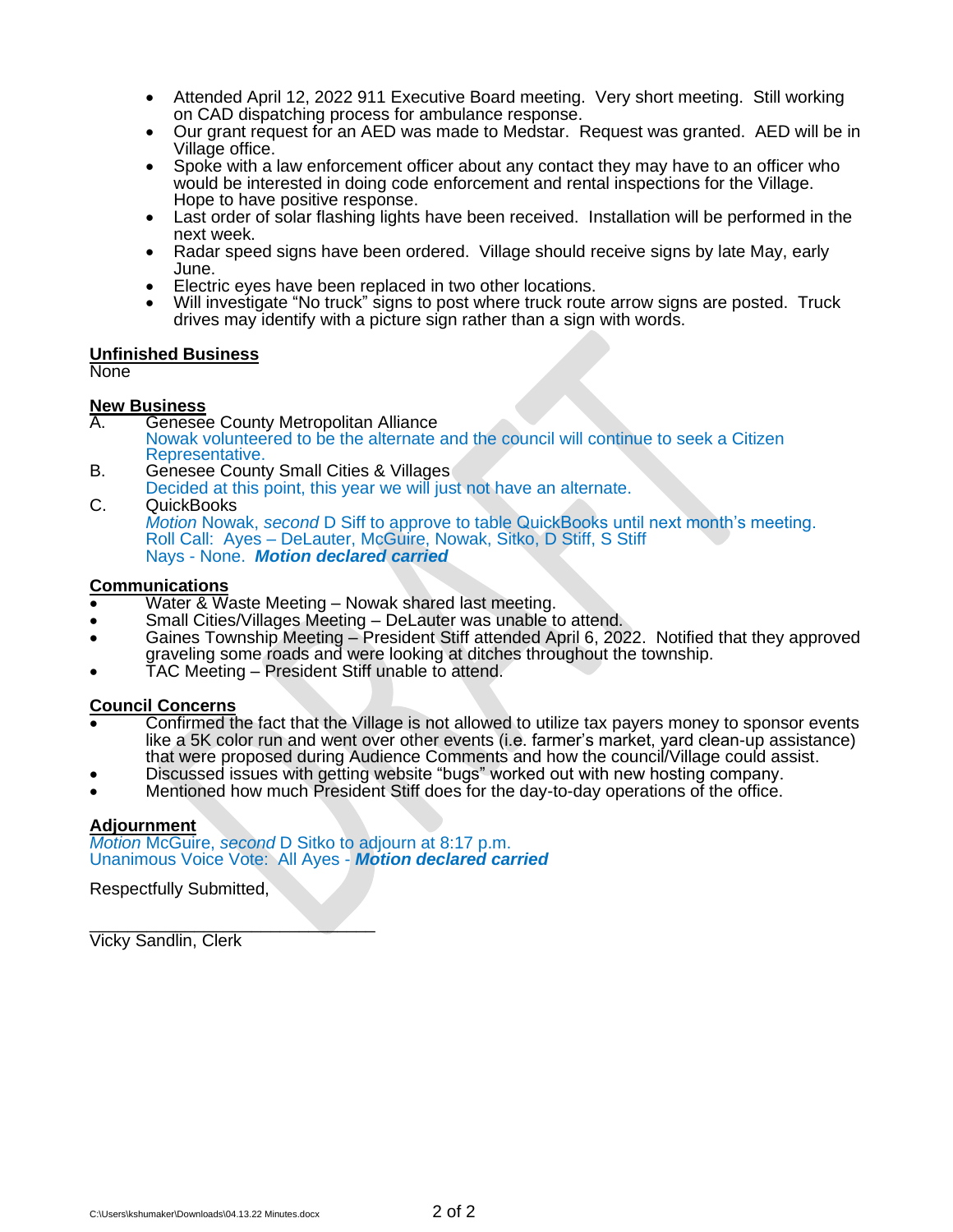- Attended April 12, 2022 911 Executive Board meeting. Very short meeting. Still working on CAD dispatching process for ambulance response.
- Our grant request for an AED was made to Medstar. Request was granted. AED will be in Village office.
- Spoke with a law enforcement officer about any contact they may have to an officer who would be interested in doing code enforcement and rental inspections for the Village. Hope to have positive response.
- Last order of solar flashing lights have been received. Installation will be performed in the next week.
- Radar speed signs have been ordered. Village should receive signs by late May, early June.
- Electric eyes have been replaced in two other locations.
- Will investigate "No truck" signs to post where truck route arrow signs are posted. Truck drives may identify with a picture sign rather than a sign with words.

**Unfinished Business**
None

**New Business**

A. Genesee County Metropolitan Alliance
Nowak volunteered to be the alternate and the council will continue to seek a Citizen Representative.

B. Genesee County Small Cities & Villages
Decided at this point, this year we will just not have an alternate.

C. QuickBooks
*Motion* Nowak, *second* D Siff to approve to table QuickBooks until next month's meeting.
Roll Call: Ayes – DeLauter, McGuire, Nowak, Sitko, D Stiff, S Stiff
Nays - None. ***Motion declared carried***

**Communications**

- Water & Waste Meeting – Nowak shared last meeting.
- Small Cities/Villages Meeting – DeLauter was unable to attend.
- Gaines Township Meeting – President Stiff attended April 6, 2022. Notified that they approved graveling some roads and were looking at ditches throughout the township.
- TAC Meeting – President Stiff unable to attend.

**Council Concerns**

- Confirmed the fact that the Village is not allowed to utilize tax payers money to sponsor events like a 5K color run and went over other events (i.e. farmer's market, yard clean-up assistance) that were proposed during Audience Comments and how the council/Village could assist.
- Discussed issues with getting website "bugs" worked out with new hosting company.
- Mentioned how much President Stiff does for the day-to-day operations of the office.

**Adjournment**
*Motion* McGuire, *second* D Sitko to adjourn at 8:17 p.m.
Unanimous Voice Vote: All Ayes - ***Motion declared carried***

Respectfully Submitted,

\_\_\_\_\_\_\_\_\_\_\_\_\_\_\_\_\_\_\_\_\_\_\_\_\_\_\_\_\_\_
Vicky Sandlin, Clerk

C:\Users\kshumaker\Downloads\04.13.22 Minutes.docx